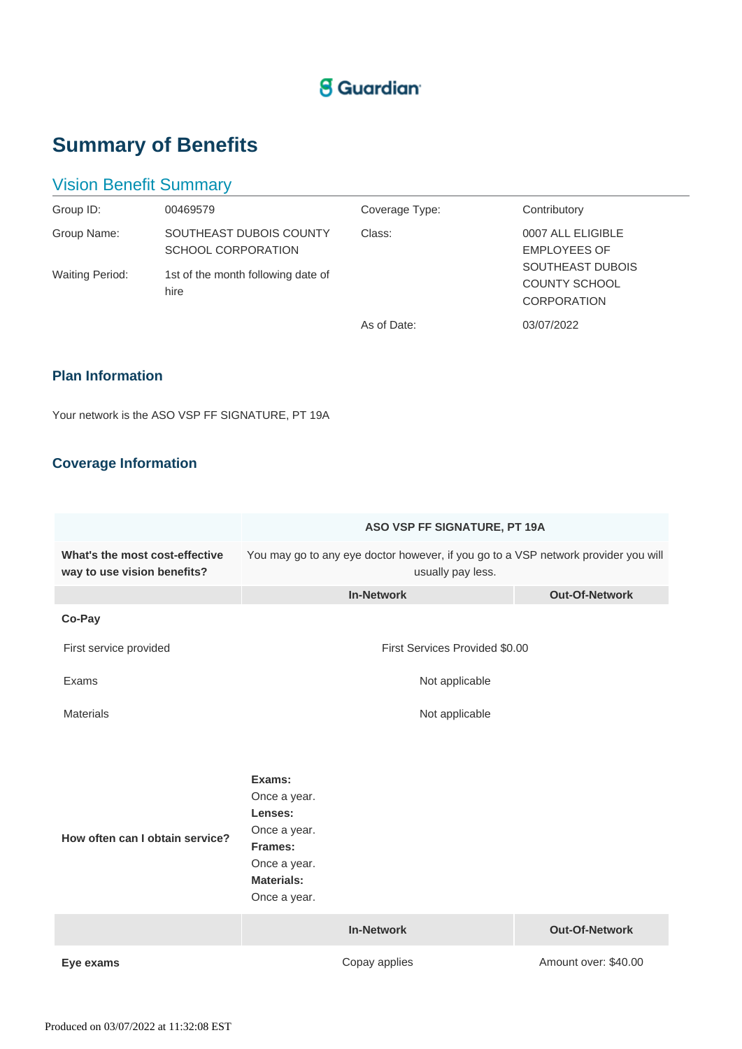Guardian

# Summary of Benefits

## Vision Benefit Summary

| | | | |
|---|---|---|---|
| Group ID: | 00469579 | Coverage Type: | Contributory |
| Group Name: | SOUTHEAST DUBOIS COUNTY SCHOOL CORPORATION | Class: | 0007 ALL ELIGIBLE EMPLOYEES OF SOUTHEAST DUBOIS COUNTY SCHOOL CORPORATION |
| Waiting Period: | 1st of the month following date of hire | | |
| | | As of Date: | 03/07/2022 |

### Plan Information

Your network is the ASO VSP FF SIGNATURE, PT 19A

### Coverage Information

| | ASO VSP FF SIGNATURE, PT 19A | |
|---|---|---|
| **What's the most cost-effective way to use vision benefits?** | You may go to any eye doctor however, if you go to a VSP network provider you will usually pay less. | |
| | **In-Network** | **Out-Of-Network** |
| **Co-Pay** | | |
| First service provided | First Services Provided $0.00 | |
| Exams | Not applicable | |
| Materials | Not applicable | |
| **How often can I obtain service?** | **Exams:** Once a year. **Lenses:** Once a year. **Frames:** Once a year. **Materials:** Once a year. | |
| | **In-Network** | **Out-Of-Network** |
| **Eye exams** | Copay applies | Amount over: $40.00 |

Produced on 03/07/2022 at 11:32:08 EST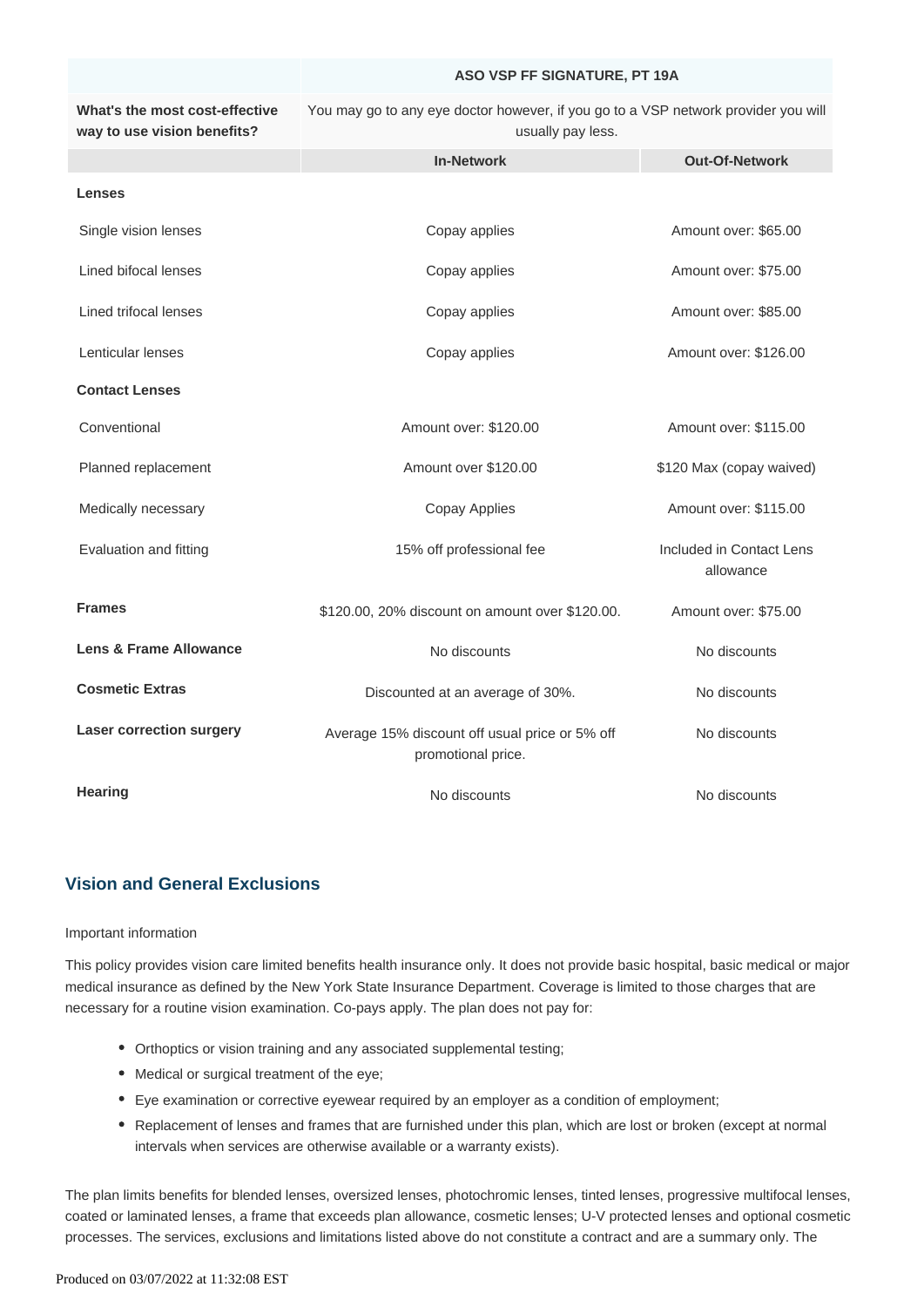| | ASO VSP FF SIGNATURE, PT 19A | |
|---|---|---|
| **What's the most cost-effective way to use vision benefits?** | You may go to any eye doctor however, if you go to a VSP network provider you will usually pay less. | |
| | **In-Network** | **Out-Of-Network** |
| **Lenses** | | |
| Single vision lenses | Copay applies | Amount over: $65.00 |
| Lined bifocal lenses | Copay applies | Amount over: $75.00 |
| Lined trifocal lenses | Copay applies | Amount over: $85.00 |
| Lenticular lenses | Copay applies | Amount over: $126.00 |
| **Contact Lenses** | | |
| Conventional | Amount over: $120.00 | Amount over: $115.00 |
| Planned replacement | Amount over $120.00 | $120 Max (copay waived) |
| Medically necessary | Copay Applies | Amount over: $115.00 |
| Evaluation and fitting | 15% off professional fee | Included in Contact Lens allowance |
| **Frames** | $120.00, 20% discount on amount over $120.00. | Amount over: $75.00 |
| **Lens & Frame Allowance** | No discounts | No discounts |
| **Cosmetic Extras** | Discounted at an average of 30%. | No discounts |
| **Laser correction surgery** | Average 15% discount off usual price or 5% off promotional price. | No discounts |
| **Hearing** | No discounts | No discounts |

## Vision and General Exclusions

Important information

This policy provides vision care limited benefits health insurance only. It does not provide basic hospital, basic medical or major medical insurance as defined by the New York State Insurance Department. Coverage is limited to those charges that are necessary for a routine vision examination. Co-pays apply. The plan does not pay for:

- Orthoptics or vision training and any associated supplemental testing;
- Medical or surgical treatment of the eye;
- Eye examination or corrective eyewear required by an employer as a condition of employment;
- Replacement of lenses and frames that are furnished under this plan, which are lost or broken (except at normal intervals when services are otherwise available or a warranty exists).

The plan limits benefits for blended lenses, oversized lenses, photochromic lenses, tinted lenses, progressive multifocal lenses, coated or laminated lenses, a frame that exceeds plan allowance, cosmetic lenses; U-V protected lenses and optional cosmetic processes. The services, exclusions and limitations listed above do not constitute a contract and are a summary only. The

Produced on 03/07/2022 at 11:32:08 EST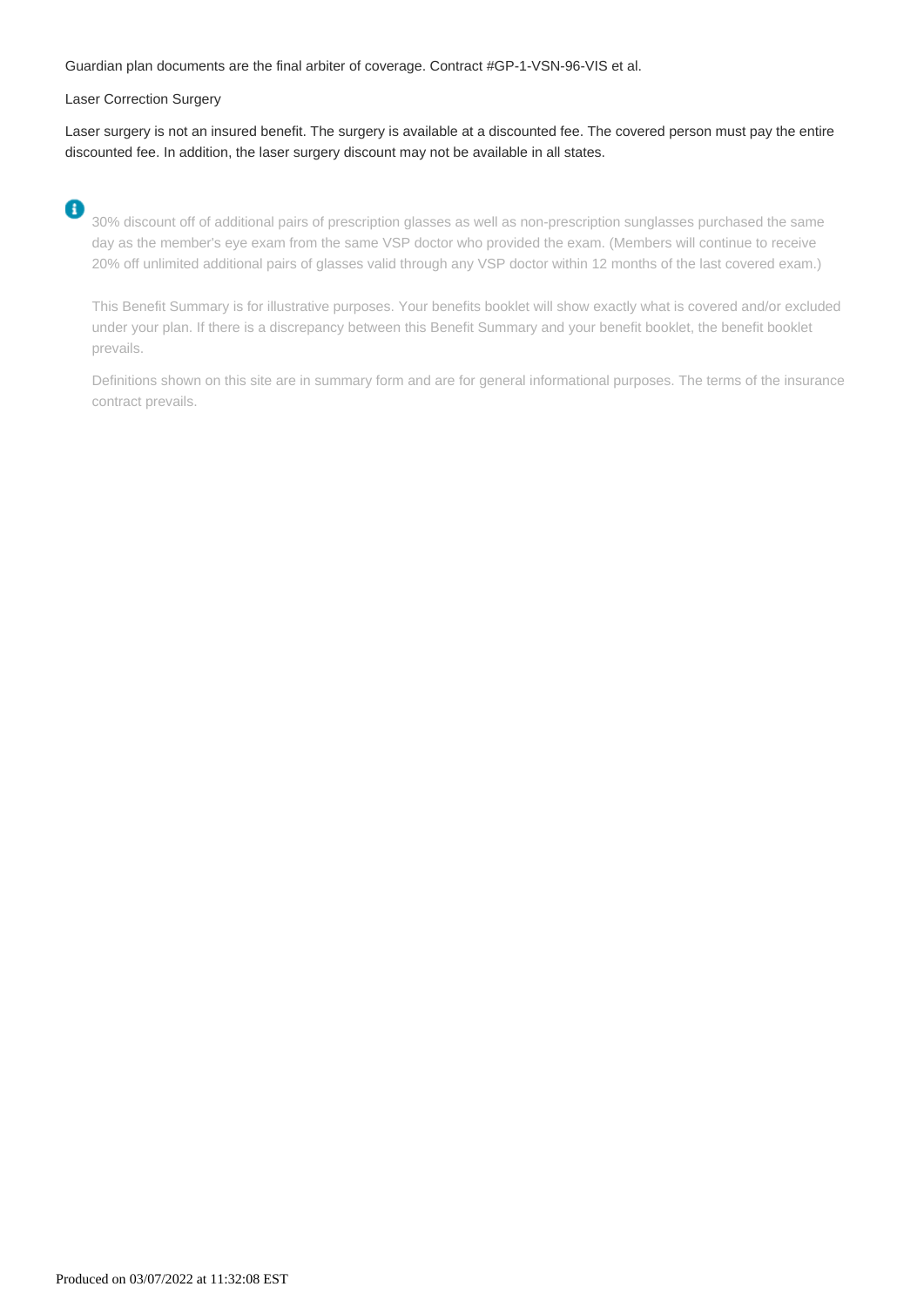Guardian plan documents are the final arbiter of coverage. Contract #GP-1-VSN-96-VIS et al.

Laser Correction Surgery

Laser surgery is not an insured benefit. The surgery is available at a discounted fee. The covered person must pay the entire discounted fee. In addition, the laser surgery discount may not be available in all states.

30% discount off of additional pairs of prescription glasses as well as non-prescription sunglasses purchased the same day as the member's eye exam from the same VSP doctor who provided the exam. (Members will continue to receive 20% off unlimited additional pairs of glasses valid through any VSP doctor within 12 months of the last covered exam.)

This Benefit Summary is for illustrative purposes. Your benefits booklet will show exactly what is covered and/or excluded under your plan. If there is a discrepancy between this Benefit Summary and your benefit booklet, the benefit booklet prevails.

Definitions shown on this site are in summary form and are for general informational purposes. The terms of the insurance contract prevails.

Produced on 03/07/2022 at 11:32:08 EST